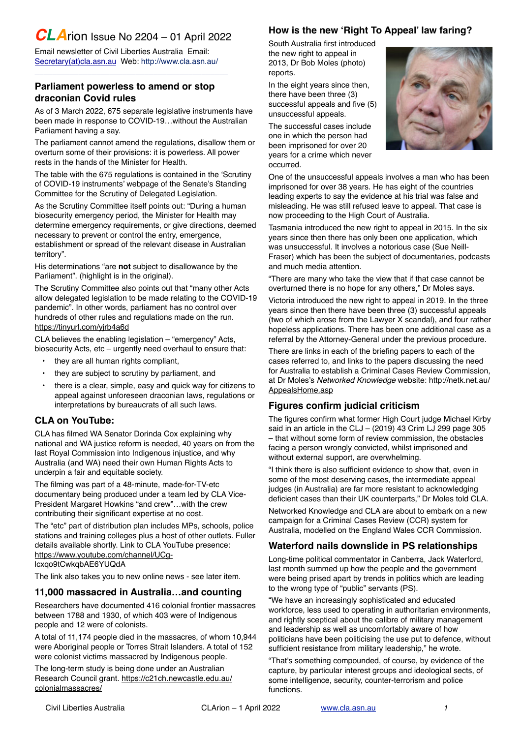# *CLA*rion Issue No 2204 – 01 April 2022

Email newsletter of Civil Liberties Australia Email: Secretary(at)cla.asn.au Web: http://www.cla.asn.au/

## Parliament powerless to amend or stop draconian Covid rules

As of 3 March 2022, 675 separate legislative instruments have been made in response to COVID-19…without the Australian Parliament having a say.

The parliament cannot amend the regulations, disallow them or overturn some of their provisions: it is powerless. All power rests in the hands of the Minister for Health.

The table with the 675 regulations is contained in the 'Scrutiny of COVID-19 instruments' webpage of the Senate's Standing Committee for the Scrutiny of Delegated Legislation.

As the Scrutiny Committee itself points out: "During a human biosecurity emergency period, the Minister for Health may determine emergency requirements, or give directions, deemed necessary to prevent or control the entry, emergence, establishment or spread of the relevant disease in Australian territory".

His determinations "are **not** subject to disallowance by the Parliament". (highlight is in the original).

The Scrutiny Committee also points out that "many other Acts allow delegated legislation to be made relating to the COVID-19 pandemic". In other words, parliament has no control over hundreds of other rules and regulations made on the run. https://tinyurl.com/yjrb4a6d

CLA believes the enabling legislation – "emergency" Acts, biosecurity Acts, etc – urgently need overhaul to ensure that:

- they are all human rights compliant,
- they are subject to scrutiny by parliament, and
- there is a clear, simple, easy and quick way for citizens to appeal against unforeseen draconian laws, regulations or interpretations by bureaucrats of all such laws.

## CLA on YouTube:

CLA has filmed WA Senator Dorinda Cox explaining why national and WA justice reform is needed, 40 years on from the last Royal Commission into Indigenous injustice, and why Australia (and WA) need their own Human Rights Acts to underpin a fair and equitable society.

The filming was part of a 48-minute, made-for-TV-etc documentary being produced under a team led by CLA Vice-President Margaret Howkins "and crew"…with the crew contributing their significant expertise at no cost.

The "etc" part of distribution plan includes MPs, schools, police stations and training colleges plus a host of other outlets. Fuller details available shortly. Link to CLA YouTube presence: https://www.youtube.com/channel/UCg-lcxqo9tCwkqbAE6YUQdA

The link also takes you to new online news - see later item.

## 11,000 massacred in Australia…and counting

Researchers have documented 416 colonial frontier massacres between 1788 and 1930, of which 403 were of Indigenous people and 12 were of colonists.

A total of 11,174 people died in the massacres, of whom 10,944 were Aboriginal people or Torres Strait Islanders. A total of 152 were colonist victims massacred by Indigenous people.

The long-term study is being done under an Australian Research Council grant. https://c21ch.newcastle.edu.au/colonialmassacres/

## How is the new 'Right To Appeal' law faring?

South Australia first introduced the new right to appeal in 2013, Dr Bob Moles (photo) reports.

In the eight years since then, there have been three (3) successful appeals and five (5) unsuccessful appeals.

The successful cases include one in which the person had been imprisoned for over 20 years for a crime which never occurred.

One of the unsuccessful appeals involves a man who has been imprisoned for over 38 years. He has eight of the countries leading experts to say the evidence at his trial was false and misleading. He was still refused leave to appeal. That case is now proceeding to the High Court of Australia.

Tasmania introduced the new right to appeal in 2015. In the six years since then there has only been one application, which was unsuccessful. It involves a notorious case (Sue Neill-Fraser) which has been the subject of documentaries, podcasts and much media attention.

"There are many who take the view that if that case cannot be overturned there is no hope for any others," Dr Moles says.

Victoria introduced the new right to appeal in 2019. In the three years since then there have been three (3) successful appeals (two of which arose from the Lawyer X scandal), and four rather hopeless applications. There has been one additional case as a referral by the Attorney-General under the previous procedure.

There are links in each of the briefing papers to each of the cases referred to, and links to the papers discussing the need for Australia to establish a Criminal Cases Review Commission, at Dr Moles's *Networked Knowledge* website: http://netk.net.au/AppealsHome.asp

## Figures confirm judicial criticism

The figures confirm what former High Court judge Michael Kirby said in an article in the CLJ – (2019) 43 Crim LJ 299 page 305 – that without some form of review commission, the obstacles facing a person wrongly convicted, whilst imprisoned and without external support, are overwhelming.

"I think there is also sufficient evidence to show that, even in some of the most deserving cases, the intermediate appeal judges (in Australia) are far more resistant to acknowledging deficient cases than their UK counterparts," Dr Moles told CLA.

Networked Knowledge and CLA are about to embark on a new campaign for a Criminal Cases Review (CCR) system for Australia, modelled on the England Wales CCR Commission.

## Waterford nails downslide in PS relationships

Long-time political commentator in Canberra, Jack Waterford, last month summed up how the people and the government were being prised apart by trends in politics which are leading to the wrong type of "public" servants (PS).

"We have an increasingly sophisticated and educated workforce, less used to operating in authoritarian environments, and rightly sceptical about the calibre of military management and leadership as well as uncomfortably aware of how politicians have been politicising the use put to defence, without sufficient resistance from military leadership," he wrote.

"That's something compounded, of course, by evidence of the capture, by particular interest groups and ideological sects, of some intelligence, security, counter-terrorism and police functions.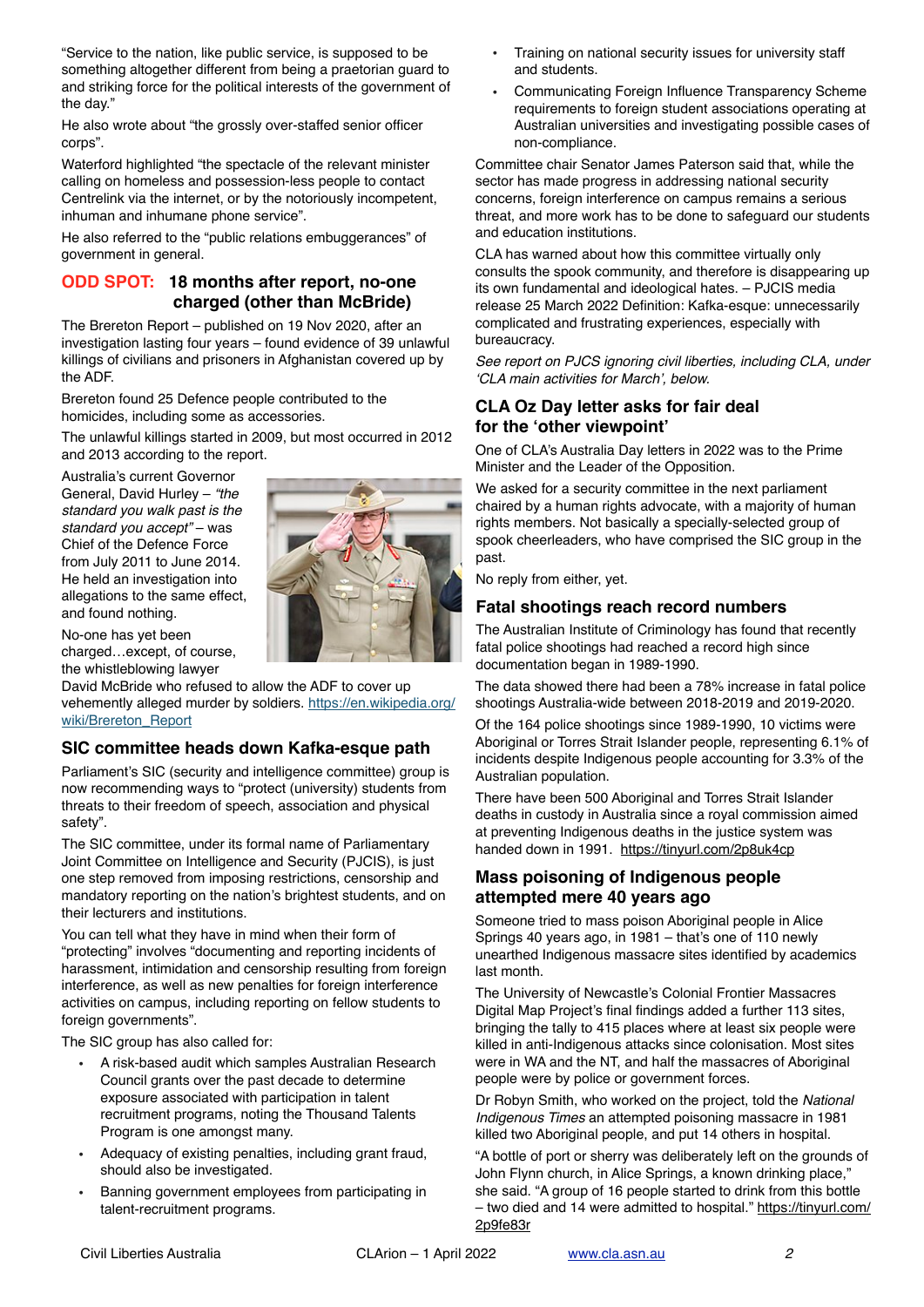"Service to the nation, like public service, is supposed to be something altogether different from being a praetorian guard to and striking force for the political interests of the government of the day."

He also wrote about "the grossly over-staffed senior officer corps".

Waterford highlighted "the spectacle of the relevant minister calling on homeless and possession-less people to contact Centrelink via the internet, or by the notoriously incompetent, inhuman and inhumane phone service".

He also referred to the "public relations embuggerances" of government in general.

### ODD SPOT: 18 months after report, no-one charged (other than McBride)

The Brereton Report – published on 19 Nov 2020, after an investigation lasting four years – found evidence of 39 unlawful killings of civilians and prisoners in Afghanistan covered up by the ADF.

Brereton found 25 Defence people contributed to the homicides, including some as accessories.

The unlawful killings started in 2009, but most occurred in 2012 and 2013 according to the report.

Australia's current Governor General, David Hurley – *"the standard you walk past is the standard you accept"* – was Chief of the Defence Force from July 2011 to June 2014. He held an investigation into allegations to the same effect, and found nothing.

No-one has yet been charged…except, of course, the whistleblowing lawyer David McBride who refused to allow the ADF to cover up vehemently alleged murder by soldiers. https://en.wikipedia.org/wiki/Brereton_Report

### SIC committee heads down Kafka-esque path

Parliament's SIC (security and intelligence committee) group is now recommending ways to "protect (university) students from threats to their freedom of speech, association and physical safety".

The SIC committee, under its formal name of Parliamentary Joint Committee on Intelligence and Security (PJCIS), is just one step removed from imposing restrictions, censorship and mandatory reporting on the nation's brightest students, and on their lecturers and institutions.

You can tell what they have in mind when their form of "protecting" involves "documenting and reporting incidents of harassment, intimidation and censorship resulting from foreign interference, as well as new penalties for foreign interference activities on campus, including reporting on fellow students to foreign governments".

The SIC group has also called for:

- A risk-based audit which samples Australian Research Council grants over the past decade to determine exposure associated with participation in talent recruitment programs, noting the Thousand Talents Program is one amongst many.
- Adequacy of existing penalties, including grant fraud, should also be investigated.
- Banning government employees from participating in talent-recruitment programs.
- Training on national security issues for university staff and students.
- Communicating Foreign Influence Transparency Scheme requirements to foreign student associations operating at Australian universities and investigating possible cases of non-compliance.

Committee chair Senator James Paterson said that, while the sector has made progress in addressing national security concerns, foreign interference on campus remains a serious threat, and more work has to be done to safeguard our students and education institutions.

CLA has warned about how this committee virtually only consults the spook community, and therefore is disappearing up its own fundamental and ideological hates. – PJCIS media release 25 March 2022 Definition: Kafka-esque: unnecessarily complicated and frustrating experiences, especially with bureaucracy.

*See report on PJCS ignoring civil liberties, including CLA, under 'CLA main activities for March', below.*

### CLA Oz Day letter asks for fair deal for the 'other viewpoint'

One of CLA's Australia Day letters in 2022 was to the Prime Minister and the Leader of the Opposition.

We asked for a security committee in the next parliament chaired by a human rights advocate, with a majority of human rights members. Not basically a specially-selected group of spook cheerleaders, who have comprised the SIC group in the past.

No reply from either, yet.

### Fatal shootings reach record numbers

The Australian Institute of Criminology has found that recently fatal police shootings had reached a record high since documentation began in 1989-1990.

The data showed there had been a 78% increase in fatal police shootings Australia-wide between 2018-2019 and 2019-2020.

Of the 164 police shootings since 1989-1990, 10 victims were Aboriginal or Torres Strait Islander people, representing 6.1% of incidents despite Indigenous people accounting for 3.3% of the Australian population.

There have been 500 Aboriginal and Torres Strait Islander deaths in custody in Australia since a royal commission aimed at preventing Indigenous deaths in the justice system was handed down in 1991. https://tinyurl.com/2p8uk4cp

### Mass poisoning of Indigenous people attempted mere 40 years ago

Someone tried to mass poison Aboriginal people in Alice Springs 40 years ago, in 1981 – that's one of 110 newly unearthed Indigenous massacre sites identified by academics last month.

The University of Newcastle's Colonial Frontier Massacres Digital Map Project's final findings added a further 113 sites, bringing the tally to 415 places where at least six people were killed in anti-Indigenous attacks since colonisation. Most sites were in WA and the NT, and half the massacres of Aboriginal people were by police or government forces.

Dr Robyn Smith, who worked on the project, told the *National Indigenous Times* an attempted poisoning massacre in 1981 killed two Aboriginal people, and put 14 others in hospital.

"A bottle of port or sherry was deliberately left on the grounds of John Flynn church, in Alice Springs, a known drinking place," she said. "A group of 16 people started to drink from this bottle – two died and 14 were admitted to hospital." https://tinyurl.com/2p9fe83r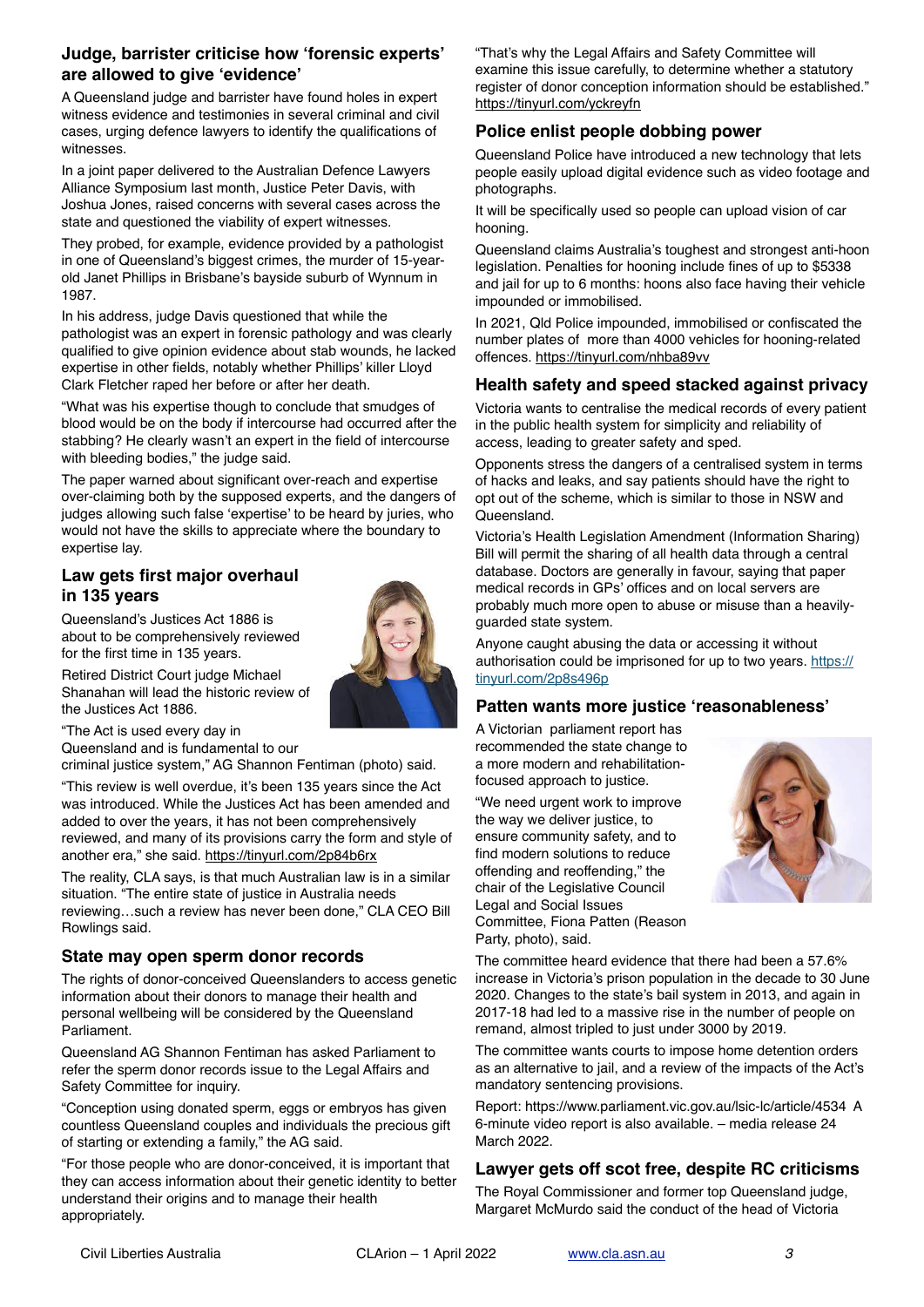## Judge, barrister criticise how 'forensic experts' are allowed to give 'evidence'

A Queensland judge and barrister have found holes in expert witness evidence and testimonies in several criminal and civil cases, urging defence lawyers to identify the qualifications of witnesses.

In a joint paper delivered to the Australian Defence Lawyers Alliance Symposium last month, Justice Peter Davis, with Joshua Jones, raised concerns with several cases across the state and questioned the viability of expert witnesses.

They probed, for example, evidence provided by a pathologist in one of Queensland's biggest crimes, the murder of 15-year-old Janet Phillips in Brisbane's bayside suburb of Wynnum in 1987.

In his address, judge Davis questioned that while the pathologist was an expert in forensic pathology and was clearly qualified to give opinion evidence about stab wounds, he lacked expertise in other fields, notably whether Phillips' killer Lloyd Clark Fletcher raped her before or after her death.

"What was his expertise though to conclude that smudges of blood would be on the body if intercourse had occurred after the stabbing? He clearly wasn't an expert in the field of intercourse with bleeding bodies," the judge said.

The paper warned about significant over-reach and expertise over-claiming both by the supposed experts, and the dangers of judges allowing such false 'expertise' to be heard by juries, who would not have the skills to appreciate where the boundary to expertise lay.

## Law gets first major overhaul in 135 years

Queensland's Justices Act 1886 is about to be comprehensively reviewed for the first time in 135 years.

Retired District Court judge Michael Shanahan will lead the historic review of the Justices Act 1886.

"The Act is used every day in Queensland and is fundamental to our criminal justice system," AG Shannon Fentiman (photo) said.

"This review is well overdue, it's been 135 years since the Act was introduced. While the Justices Act has been amended and added to over the years, it has not been comprehensively reviewed, and many of its provisions carry the form and style of another era," she said. https://tinyurl.com/2p84b6rx

The reality, CLA says, is that much Australian law is in a similar situation. "The entire state of justice in Australia needs reviewing…such a review has never been done," CLA CEO Bill Rowlings said.

## State may open sperm donor records

The rights of donor-conceived Queenslanders to access genetic information about their donors to manage their health and personal wellbeing will be considered by the Queensland Parliament.

Queensland AG Shannon Fentiman has asked Parliament to refer the sperm donor records issue to the Legal Affairs and Safety Committee for inquiry.

"Conception using donated sperm, eggs or embryos has given countless Queensland couples and individuals the precious gift of starting or extending a family," the AG said.

"For those people who are donor-conceived, it is important that they can access information about their genetic identity to better understand their origins and to manage their health appropriately.

"That's why the Legal Affairs and Safety Committee will examine this issue carefully, to determine whether a statutory register of donor conception information should be established." https://tinyurl.com/yckreyfn

## Police enlist people dobbing power

Queensland Police have introduced a new technology that lets people easily upload digital evidence such as video footage and photographs.

It will be specifically used so people can upload vision of car hooning.

Queensland claims Australia's toughest and strongest anti-hoon legislation. Penalties for hooning include fines of up to $5338 and jail for up to 6 months: hoons also face having their vehicle impounded or immobilised.

In 2021, Qld Police impounded, immobilised or confiscated the number plates of more than 4000 vehicles for hooning-related offences. https://tinyurl.com/nhba89vv

## Health safety and speed stacked against privacy

Victoria wants to centralise the medical records of every patient in the public health system for simplicity and reliability of access, leading to greater safety and sped.

Opponents stress the dangers of a centralised system in terms of hacks and leaks, and say patients should have the right to opt out of the scheme, which is similar to those in NSW and Queensland.

Victoria's Health Legislation Amendment (Information Sharing) Bill will permit the sharing of all health data through a central database. Doctors are generally in favour, saying that paper medical records in GPs' offices and on local servers are probably much more open to abuse or misuse than a heavily-guarded state system.

Anyone caught abusing the data or accessing it without authorisation could be imprisoned for up to two years. https://tinyurl.com/2p8s496p

## Patten wants more justice 'reasonableness'

A Victorian parliament report has recommended the state change to a more modern and rehabilitation-focused approach to justice.

"We need urgent work to improve the way we deliver justice, to ensure community safety, and to find modern solutions to reduce offending and reoffending," the chair of the Legislative Council Legal and Social Issues Committee, Fiona Patten (Reason Party, photo), said.

The committee heard evidence that there had been a 57.6% increase in Victoria's prison population in the decade to 30 June 2020. Changes to the state's bail system in 2013, and again in 2017-18 had led to a massive rise in the number of people on remand, almost tripled to just under 3000 by 2019.

The committee wants courts to impose home detention orders as an alternative to jail, and a review of the impacts of the Act's mandatory sentencing provisions.

Report: https://www.parliament.vic.gov.au/lsic-lc/article/4534 A 6-minute video report is also available. – media release 24 March 2022.

## Lawyer gets off scot free, despite RC criticisms

The Royal Commissioner and former top Queensland judge, Margaret McMurdo said the conduct of the head of Victoria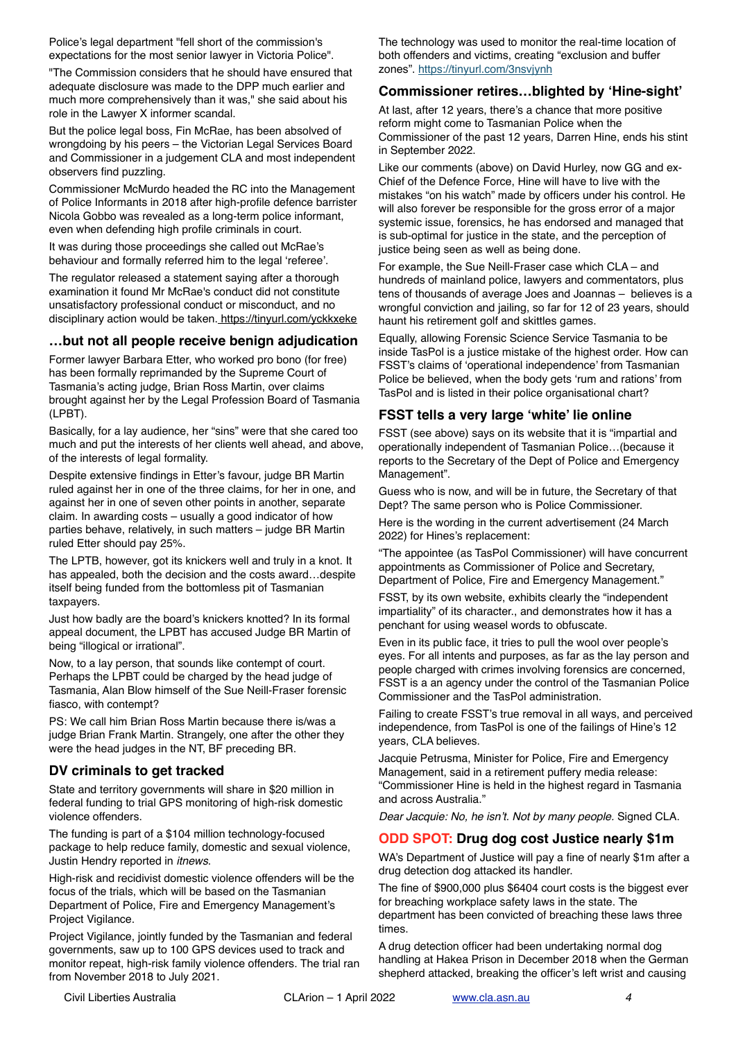Police's legal department "fell short of the commission's expectations for the most senior lawyer in Victoria Police".

"The Commission considers that he should have ensured that adequate disclosure was made to the DPP much earlier and much more comprehensively than it was," she said about his role in the Lawyer X informer scandal.

But the police legal boss, Fin McRae, has been absolved of wrongdoing by his peers – the Victorian Legal Services Board and Commissioner in a judgement CLA and most independent observers find puzzling.

Commissioner McMurdo headed the RC into the Management of Police Informants in 2018 after high-profile defence barrister Nicola Gobbo was revealed as a long-term police informant, even when defending high profile criminals in court.

It was during those proceedings she called out McRae's behaviour and formally referred him to the legal 'referee'.

The regulator released a statement saying after a thorough examination it found Mr McRae's conduct did not constitute unsatisfactory professional conduct or misconduct, and no disciplinary action would be taken. https://tinyurl.com/yckkxeke

## …but not all people receive benign adjudication

Former lawyer Barbara Etter, who worked pro bono (for free) has been formally reprimanded by the Supreme Court of Tasmania's acting judge, Brian Ross Martin, over claims brought against her by the Legal Profession Board of Tasmania (LPBT).

Basically, for a lay audience, her "sins" were that she cared too much and put the interests of her clients well ahead, and above, of the interests of legal formality.

Despite extensive findings in Etter's favour, judge BR Martin ruled against her in one of the three claims, for her in one, and against her in one of seven other points in another, separate claim. In awarding costs – usually a good indicator of how parties behave, relatively, in such matters – judge BR Martin ruled Etter should pay 25%.

The LPTB, however, got its knickers well and truly in a knot. It has appealed, both the decision and the costs award…despite itself being funded from the bottomless pit of Tasmanian taxpayers.

Just how badly are the board's knickers knotted? In its formal appeal document, the LPBT has accused Judge BR Martin of being "illogical or irrational".

Now, to a lay person, that sounds like contempt of court. Perhaps the LPBT could be charged by the head judge of Tasmania, Alan Blow himself of the Sue Neill-Fraser forensic fiasco, with contempt?

PS: We call him Brian Ross Martin because there is/was a judge Brian Frank Martin. Strangely, one after the other they were the head judges in the NT, BF preceding BR.

## DV criminals to get tracked

State and territory governments will share in $20 million in federal funding to trial GPS monitoring of high-risk domestic violence offenders.

The funding is part of a $104 million technology-focused package to help reduce family, domestic and sexual violence, Justin Hendry reported in *itnews*.

High-risk and recidivist domestic violence offenders will be the focus of the trials, which will be based on the Tasmanian Department of Police, Fire and Emergency Management's Project Vigilance.

Project Vigilance, jointly funded by the Tasmanian and federal governments, saw up to 100 GPS devices used to track and monitor repeat, high-risk family violence offenders. The trial ran from November 2018 to July 2021.

The technology was used to monitor the real-time location of both offenders and victims, creating "exclusion and buffer zones". https://tinyurl.com/3nsvjynh

## Commissioner retires…blighted by 'Hine-sight'

At last, after 12 years, there's a chance that more positive reform might come to Tasmanian Police when the Commissioner of the past 12 years, Darren Hine, ends his stint in September 2022.

Like our comments (above) on David Hurley, now GG and ex-Chief of the Defence Force, Hine will have to live with the mistakes "on his watch" made by officers under his control. He will also forever be responsible for the gross error of a major systemic issue, forensics, he has endorsed and managed that is sub-optimal for justice in the state, and the perception of justice being seen as well as being done.

For example, the Sue Neill-Fraser case which CLA – and hundreds of mainland police, lawyers and commentators, plus tens of thousands of average Joes and Joannas – believes is a wrongful conviction and jailing, so far for 12 of 23 years, should haunt his retirement golf and skittles games.

Equally, allowing Forensic Science Service Tasmania to be inside TasPol is a justice mistake of the highest order. How can FSST's claims of 'operational independence' from Tasmanian Police be believed, when the body gets 'rum and rations' from TasPol and is listed in their police organisational chart?

## FSST tells a very large 'white' lie online

FSST (see above) says on its website that it is "impartial and operationally independent of Tasmanian Police…(because it reports to the Secretary of the Dept of Police and Emergency Management".

Guess who is now, and will be in future, the Secretary of that Dept? The same person who is Police Commissioner.

Here is the wording in the current advertisement (24 March 2022) for Hines's replacement:

"The appointee (as TasPol Commissioner) will have concurrent appointments as Commissioner of Police and Secretary, Department of Police, Fire and Emergency Management."

FSST, by its own website, exhibits clearly the "independent impartiality" of its character., and demonstrates how it has a penchant for using weasel words to obfuscate.

Even in its public face, it tries to pull the wool over people's eyes. For all intents and purposes, as far as the lay person and people charged with crimes involving forensics are concerned, FSST is a an agency under the control of the Tasmanian Police Commissioner and the TasPol administration.

Failing to create FSST's true removal in all ways, and perceived independence, from TasPol is one of the failings of Hine's 12 years, CLA believes.

Jacquie Petrusma, Minister for Police, Fire and Emergency Management, said in a retirement puffery media release: "Commissioner Hine is held in the highest regard in Tasmania and across Australia."

*Dear Jacquie: No, he isn't. Not by many people.* Signed CLA.

## ODD SPOT: Drug dog cost Justice nearly $1m

WA's Department of Justice will pay a fine of nearly $1m after a drug detection dog attacked its handler.

The fine of $900,000 plus $6404 court costs is the biggest ever for breaching workplace safety laws in the state. The department has been convicted of breaching these laws three times.

A drug detection officer had been undertaking normal dog handling at Hakea Prison in December 2018 when the German shepherd attacked, breaking the officer's left wrist and causing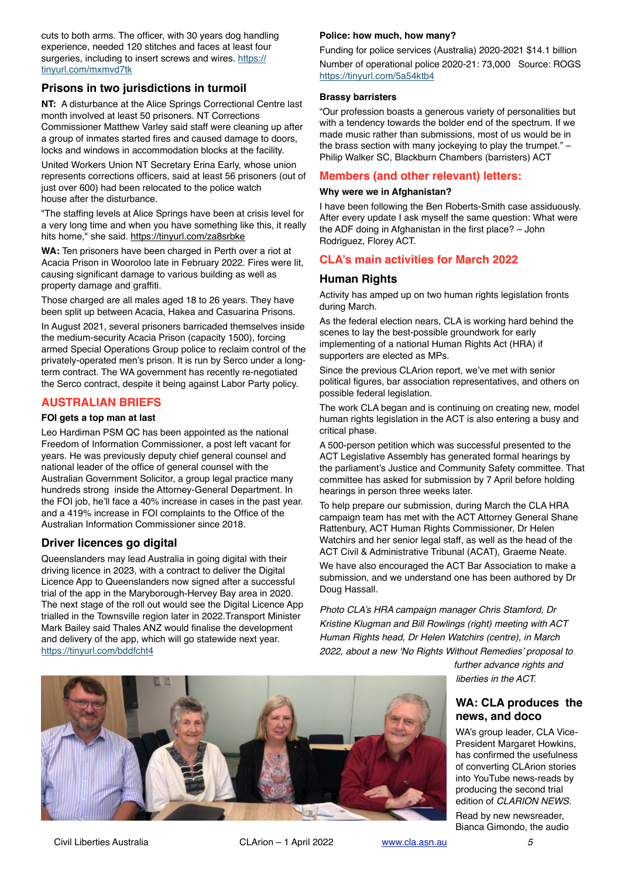cuts to both arms. The officer, with 30 years dog handling experience, needed 120 stitches and faces at least four surgeries, including to insert screws and wires. https://tinyurl.com/mxmvd7tk

### Prisons in two jurisdictions in turmoil

**NT:** A disturbance at the Alice Springs Correctional Centre last month involved at least 50 prisoners. NT Corrections Commissioner Matthew Varley said staff were cleaning up after a group of inmates started fires and caused damage to doors, locks and windows in accommodation blocks at the facility.

United Workers Union NT Secretary Erina Early, whose union represents corrections officers, said at least 56 prisoners (out of just over 600) had been relocated to the police watch house after the disturbance.

"The staffing levels at Alice Springs have been at crisis level for a very long time and when you have something like this, it really hits home," she said. https://tinyurl.com/za8srbke

**WA:** Ten prisoners have been charged in Perth over a riot at Acacia Prison in Wooroloo late in February 2022. Fires were lit, causing significant damage to various building as well as property damage and graffiti.

Those charged are all males aged 18 to 26 years. They have been split up between Acacia, Hakea and Casuarina Prisons.

In August 2021, several prisoners barricaded themselves inside the medium-security Acacia Prison (capacity 1500), forcing armed Special Operations Group police to reclaim control of the privately-operated men's prison. It is run by Serco under a long-term contract. The WA government has recently re-negotiated the Serco contract, despite it being against Labor Party policy.

## AUSTRALIAN BRIEFS

**FOI gets a top man at last**

Leo Hardiman PSM QC has been appointed as the national Freedom of Information Commissioner, a post left vacant for years. He was previously deputy chief general counsel and national leader of the office of general counsel with the Australian Government Solicitor, a group legal practice many hundreds strong inside the Attorney-General Department. In the FOI job, he'll face a 40% increase in cases in the past year. and a 419% increase in FOI complaints to the Office of the Australian Information Commissioner since 2018.

### Driver licences go digital

Queenslanders may lead Australia in going digital with their driving licence in 2023, with a contract to deliver the Digital Licence App to Queenslanders now signed after a successful trial of the app in the Maryborough-Hervey Bay area in 2020. The next stage of the roll out would see the Digital Licence App trialled in the Townsville region later in 2022.Transport Minister Mark Bailey said Thales ANZ would finalise the development and delivery of the app, which will go statewide next year. https://tinyurl.com/bddfcht4

**Police: how much, how many?**

Funding for police services (Australia) 2020-2021 $14.1 billion

Number of operational police 2020-21: 73,000 Source: ROGS https://tinyurl.com/5a54ktb4

**Brassy barristers**

"Our profession boasts a generous variety of personalities but with a tendency towards the bolder end of the spectrum. If we made music rather than submissions, most of us would be in the brass section with many jockeying to play the trumpet." – Philip Walker SC, Blackburn Chambers (barristers) ACT

## Members (and other relevant) letters:

**Why were we in Afghanistan?**

I have been following the Ben Roberts-Smith case assiduously. After every update I ask myself the same question: What were the ADF doing in Afghanistan in the first place? – John Rodriguez, Florey ACT.

## CLA's main activities for March 2022

### Human Rights

Activity has amped up on two human rights legislation fronts during March.

As the federal election nears, CLA is working hard behind the scenes to lay the best-possible groundwork for early implementing of a national Human Rights Act (HRA) if supporters are elected as MPs.

Since the previous CLArion report, we've met with senior political figures, bar association representatives, and others on possible federal legislation.

The work CLA began and is continuing on creating new, model human rights legislation in the ACT is also entering a busy and critical phase.

A 500-person petition which was successful presented to the ACT Legislative Assembly has generated formal hearings by the parliament's Justice and Community Safety committee. That committee has asked for submission by 7 April before holding hearings in person three weeks later.

To help prepare our submission, during March the CLA HRA campaign team has met with the ACT Attorney General Shane Rattenbury, ACT Human Rights Commissioner, Dr Helen Watchirs and her senior legal staff, as well as the head of the ACT Civil & Administrative Tribunal (ACAT), Graeme Neate.

We have also encouraged the ACT Bar Association to make a submission, and we understand one has been authored by Dr Doug Hassall.

*Photo CLA's HRA campaign manager Chris Stamford, Dr Kristine Klugman and Bill Rowlings (right) meeting with ACT Human Rights head, Dr Helen Watchirs (centre), in March 2022, about a new 'No Rights Without Remedies' proposal to further advance rights and liberties in the ACT.*

### WA: CLA produces the news, and doco

WA's group leader, CLA Vice-President Margaret Howkins, has confirmed the usefulness of converting CLArion stories into YouTube news-reads by producing the second trial edition of *CLARION NEWS*.

Read by new newsreader, Bianca Gimondo, the audio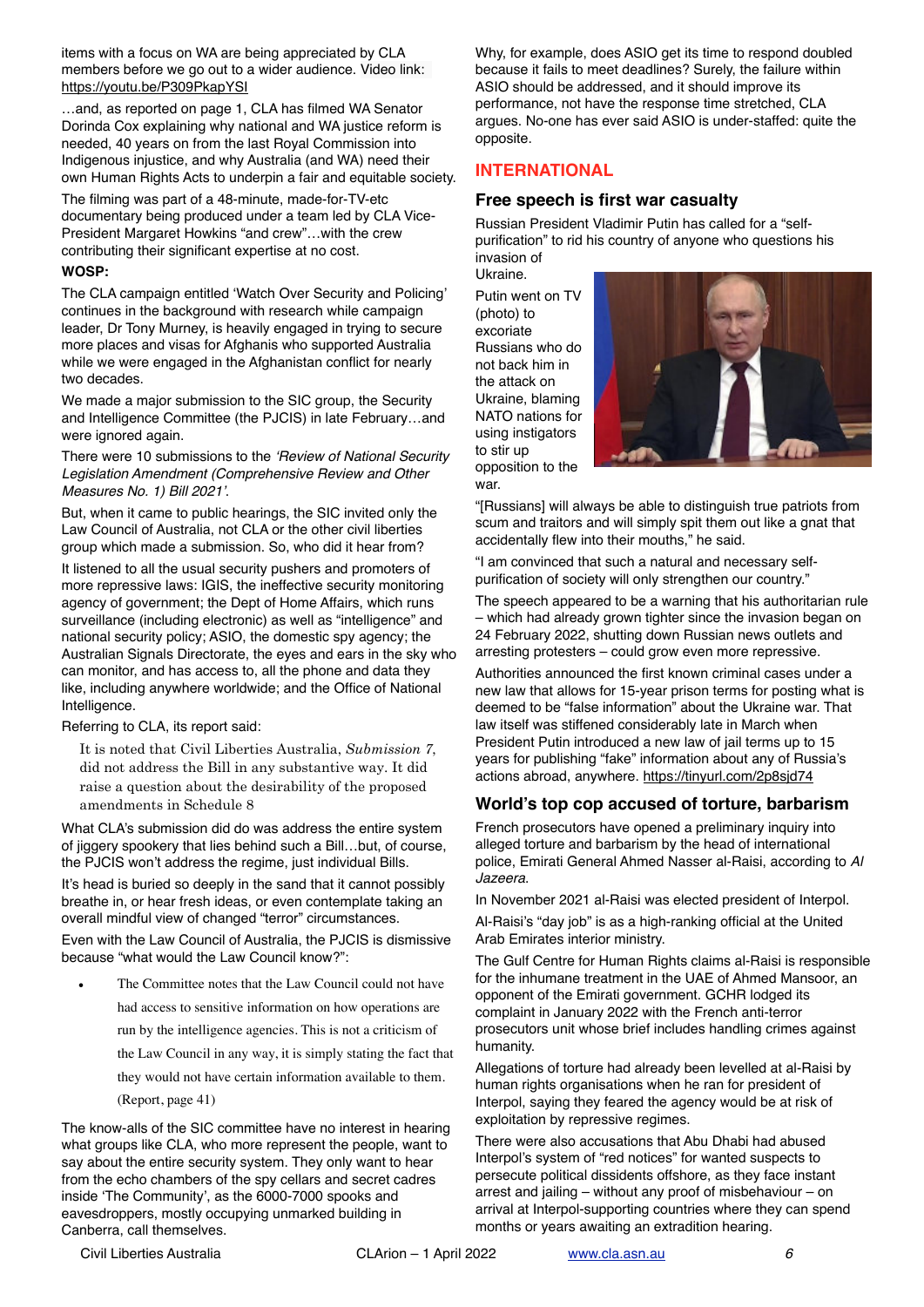items with a focus on WA are being appreciated by CLA members before we go out to a wider audience. Video link: https://youtu.be/P309PkapYSI

…and, as reported on page 1, CLA has filmed WA Senator Dorinda Cox explaining why national and WA justice reform is needed, 40 years on from the last Royal Commission into Indigenous injustice, and why Australia (and WA) need their own Human Rights Acts to underpin a fair and equitable society.

The filming was part of a 48-minute, made-for-TV-etc documentary being produced under a team led by CLA Vice-President Margaret Howkins "and crew"…with the crew contributing their significant expertise at no cost.

**WOSP:**

The CLA campaign entitled 'Watch Over Security and Policing' continues in the background with research while campaign leader, Dr Tony Murney, is heavily engaged in trying to secure more places and visas for Afghanis who supported Australia while we were engaged in the Afghanistan conflict for nearly two decades.

We made a major submission to the SIC group, the Security and Intelligence Committee (the PJCIS) in late February…and were ignored again.

There were 10 submissions to the *'Review of National Security Legislation Amendment (Comprehensive Review and Other Measures No. 1) Bill 2021'*.

But, when it came to public hearings, the SIC invited only the Law Council of Australia, not CLA or the other civil liberties group which made a submission. So, who did it hear from?

It listened to all the usual security pushers and promoters of more repressive laws: IGIS, the ineffective security monitoring agency of government; the Dept of Home Affairs, which runs surveillance (including electronic) as well as "intelligence" and national security policy; ASIO, the domestic spy agency; the Australian Signals Directorate, the eyes and ears in the sky who can monitor, and has access to, all the phone and data they like, including anywhere worldwide; and the Office of National Intelligence.

Referring to CLA, its report said:

> It is noted that Civil Liberties Australia, *Submission 7*, did not address the Bill in any substantive way. It did raise a question about the desirability of the proposed amendments in Schedule 8

What CLA's submission did do was address the entire system of jiggery spookery that lies behind such a Bill…but, of course, the PJCIS won't address the regime, just individual Bills.

It's head is buried so deeply in the sand that it cannot possibly breathe in, or hear fresh ideas, or even contemplate taking an overall mindful view of changed "terror" circumstances.

Even with the Law Council of Australia, the PJCIS is dismissive because "what would the Law Council know?":

- The Committee notes that the Law Council could not have had access to sensitive information on how operations are run by the intelligence agencies. This is not a criticism of the Law Council in any way, it is simply stating the fact that they would not have certain information available to them. (Report, page 41)

The know-alls of the SIC committee have no interest in hearing what groups like CLA, who more represent the people, want to say about the entire security system. They only want to hear from the echo chambers of the spy cellars and secret cadres inside 'The Community', as the 6000-7000 spooks and eavesdroppers, mostly occupying unmarked building in Canberra, call themselves.

Why, for example, does ASIO get its time to respond doubled because it fails to meet deadlines? Surely, the failure within ASIO should be addressed, and it should improve its performance, not have the response time stretched, CLA argues. No-one has ever said ASIO is under-staffed: quite the opposite.

## INTERNATIONAL

### Free speech is first war casualty

Russian President Vladimir Putin has called for a "self-purification" to rid his country of anyone who questions his invasion of Ukraine.

Putin went on TV (photo) to excoriate Russians who do not back him in the attack on Ukraine, blaming NATO nations for using instigators to stir up opposition to the war.

"[Russians] will always be able to distinguish true patriots from scum and traitors and will simply spit them out like a gnat that accidentally flew into their mouths," he said.

"I am convinced that such a natural and necessary self-purification of society will only strengthen our country."

The speech appeared to be a warning that his authoritarian rule – which had already grown tighter since the invasion began on 24 February 2022, shutting down Russian news outlets and arresting protesters – could grow even more repressive.

Authorities announced the first known criminal cases under a new law that allows for 15-year prison terms for posting what is deemed to be "false information" about the Ukraine war. That law itself was stiffened considerably late in March when President Putin introduced a new law of jail terms up to 15 years for publishing "fake" information about any of Russia's actions abroad, anywhere. https://tinyurl.com/2p8sjd74

### World's top cop accused of torture, barbarism

French prosecutors have opened a preliminary inquiry into alleged torture and barbarism by the head of international police, Emirati General Ahmed Nasser al-Raisi, according to *Al Jazeera*.

In November 2021 al-Raisi was elected president of Interpol.

Al-Raisi's "day job" is as a high-ranking official at the United Arab Emirates interior ministry.

The Gulf Centre for Human Rights claims al-Raisi is responsible for the inhumane treatment in the UAE of Ahmed Mansoor, an opponent of the Emirati government. GCHR lodged its complaint in January 2022 with the French anti-terror prosecutors unit whose brief includes handling crimes against humanity.

Allegations of torture had already been levelled at al-Raisi by human rights organisations when he ran for president of Interpol, saying they feared the agency would be at risk of exploitation by repressive regimes.

There were also accusations that Abu Dhabi had abused Interpol's system of "red notices" for wanted suspects to persecute political dissidents offshore, as they face instant arrest and jailing – without any proof of misbehaviour – on arrival at Interpol-supporting countries where they can spend months or years awaiting an extradition hearing.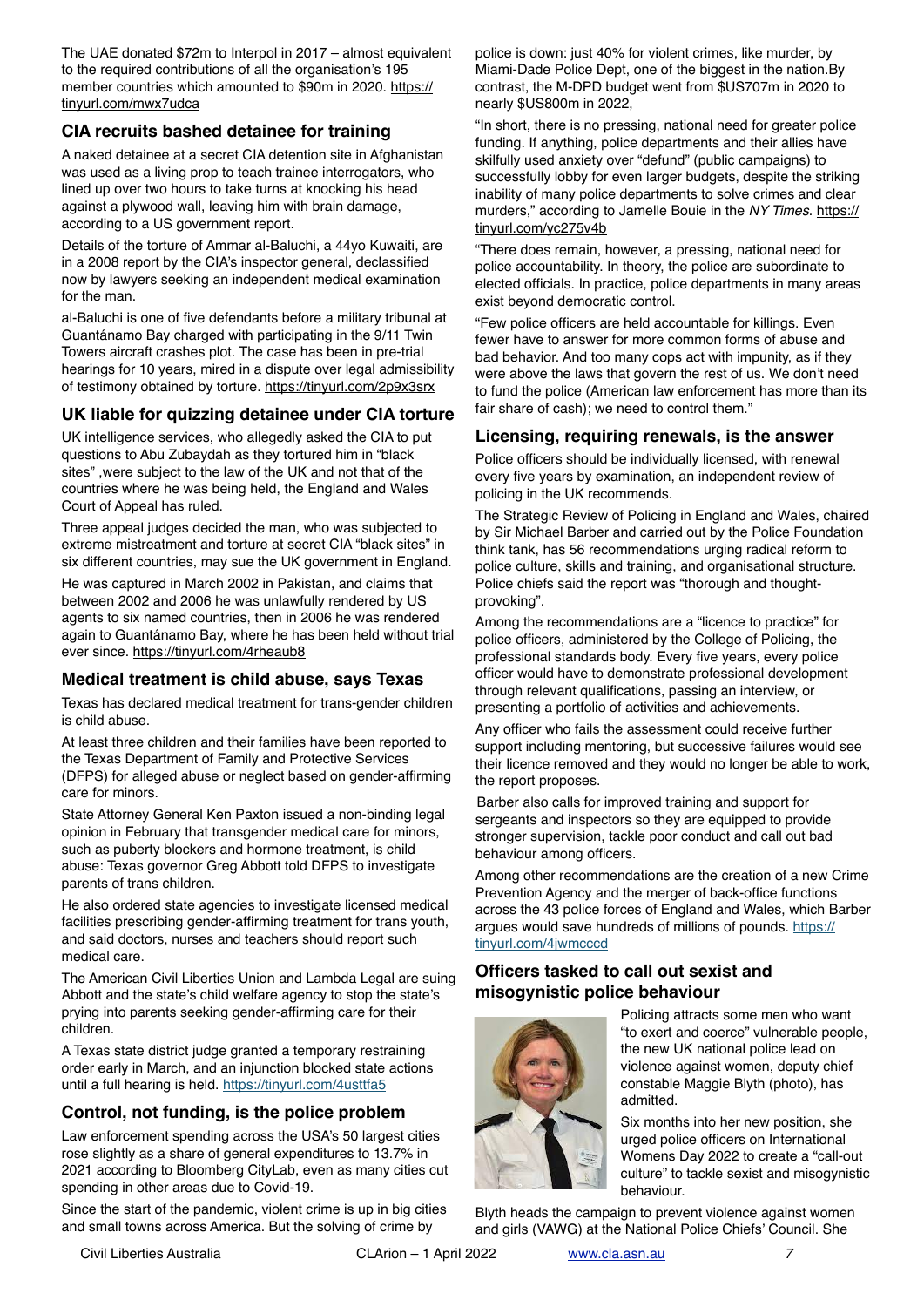The UAE donated $72m to Interpol in 2017 – almost equivalent to the required contributions of all the organisation's 195 member countries which amounted to $90m in 2020. https://tinyurl.com/mwx7udca

## CIA recruits bashed detainee for training

A naked detainee at a secret CIA detention site in Afghanistan was used as a living prop to teach trainee interrogators, who lined up over two hours to take turns at knocking his head against a plywood wall, leaving him with brain damage, according to a US government report.

Details of the torture of Ammar al-Baluchi, a 44yo Kuwaiti, are in a 2008 report by the CIA's inspector general, declassified now by lawyers seeking an independent medical examination for the man.

al-Baluchi is one of five defendants before a military tribunal at Guantánamo Bay charged with participating in the 9/11 Twin Towers aircraft crashes plot. The case has been in pre-trial hearings for 10 years, mired in a dispute over legal admissibility of testimony obtained by torture. https://tinyurl.com/2p9x3srx

## UK liable for quizzing detainee under CIA torture

UK intelligence services, who allegedly asked the CIA to put questions to Abu Zubaydah as they tortured him in "black sites" ,were subject to the law of the UK and not that of the countries where he was being held, the England and Wales Court of Appeal has ruled.

Three appeal judges decided the man, who was subjected to extreme mistreatment and torture at secret CIA "black sites" in six different countries, may sue the UK government in England.

He was captured in March 2002 in Pakistan, and claims that between 2002 and 2006 he was unlawfully rendered by US agents to six named countries, then in 2006 he was rendered again to Guantánamo Bay, where he has been held without trial ever since. https://tinyurl.com/4rheaub8

## Medical treatment is child abuse, says Texas

Texas has declared medical treatment for trans-gender children is child abuse.

At least three children and their families have been reported to the Texas Department of Family and Protective Services (DFPS) for alleged abuse or neglect based on gender-affirming care for minors.

State Attorney General Ken Paxton issued a non-binding legal opinion in February that transgender medical care for minors, such as puberty blockers and hormone treatment, is child abuse: Texas governor Greg Abbott told DFPS to investigate parents of trans children.

He also ordered state agencies to investigate licensed medical facilities prescribing gender-affirming treatment for trans youth, and said doctors, nurses and teachers should report such medical care.

The American Civil Liberties Union and Lambda Legal are suing Abbott and the state's child welfare agency to stop the state's prying into parents seeking gender-affirming care for their children.

A Texas state district judge granted a temporary restraining order early in March, and an injunction blocked state actions until a full hearing is held. https://tinyurl.com/4usttfa5

## Control, not funding, is the police problem

Law enforcement spending across the USA's 50 largest cities rose slightly as a share of general expenditures to 13.7% in 2021 according to Bloomberg CityLab, even as many cities cut spending in other areas due to Covid-19.

Since the start of the pandemic, violent crime is up in big cities and small towns across America. But the solving of crime by police is down: just 40% for violent crimes, like murder, by Miami-Dade Police Dept, one of the biggest in the nation.By contrast, the M-DPD budget went from $US707m in 2020 to nearly $US800m in 2022,

"In short, there is no pressing, national need for greater police funding. If anything, police departments and their allies have skilfully used anxiety over "defund" (public campaigns) to successfully lobby for even larger budgets, despite the striking inability of many police departments to solve crimes and clear murders," according to Jamelle Bouie in the *NY Times*. https://tinyurl.com/yc275v4b

"There does remain, however, a pressing, national need for police accountability. In theory, the police are subordinate to elected officials. In practice, police departments in many areas exist beyond democratic control.

"Few police officers are held accountable for killings. Even fewer have to answer for more common forms of abuse and bad behavior. And too many cops act with impunity, as if they were above the laws that govern the rest of us. We don't need to fund the police (American law enforcement has more than its fair share of cash); we need to control them."

## Licensing, requiring renewals, is the answer

Police officers should be individually licensed, with renewal every five years by examination, an independent review of policing in the UK recommends.

The Strategic Review of Policing in England and Wales, chaired by Sir Michael Barber and carried out by the Police Foundation think tank, has 56 recommendations urging radical reform to police culture, skills and training, and organisational structure. Police chiefs said the report was "thorough and thought-provoking".

Among the recommendations are a "licence to practice" for police officers, administered by the College of Policing, the professional standards body. Every five years, every police officer would have to demonstrate professional development through relevant qualifications, passing an interview, or presenting a portfolio of activities and achievements.

Any officer who fails the assessment could receive further support including mentoring, but successive failures would see their licence removed and they would no longer be able to work, the report proposes.

Barber also calls for improved training and support for sergeants and inspectors so they are equipped to provide stronger supervision, tackle poor conduct and call out bad behaviour among officers.

Among other recommendations are the creation of a new Crime Prevention Agency and the merger of back-office functions across the 43 police forces of England and Wales, which Barber argues would save hundreds of millions of pounds. https://tinyurl.com/4jwmcccd

## Officers tasked to call out sexist and misogynistic police behaviour

Policing attracts some men who want "to exert and coerce" vulnerable people, the new UK national police lead on violence against women, deputy chief constable Maggie Blyth (photo), has admitted.

Six months into her new position, she urged police officers on International Womens Day 2022 to create a "call-out culture" to tackle sexist and misogynistic behaviour.

Blyth heads the campaign to prevent violence against women and girls (VAWG) at the National Police Chiefs' Council. She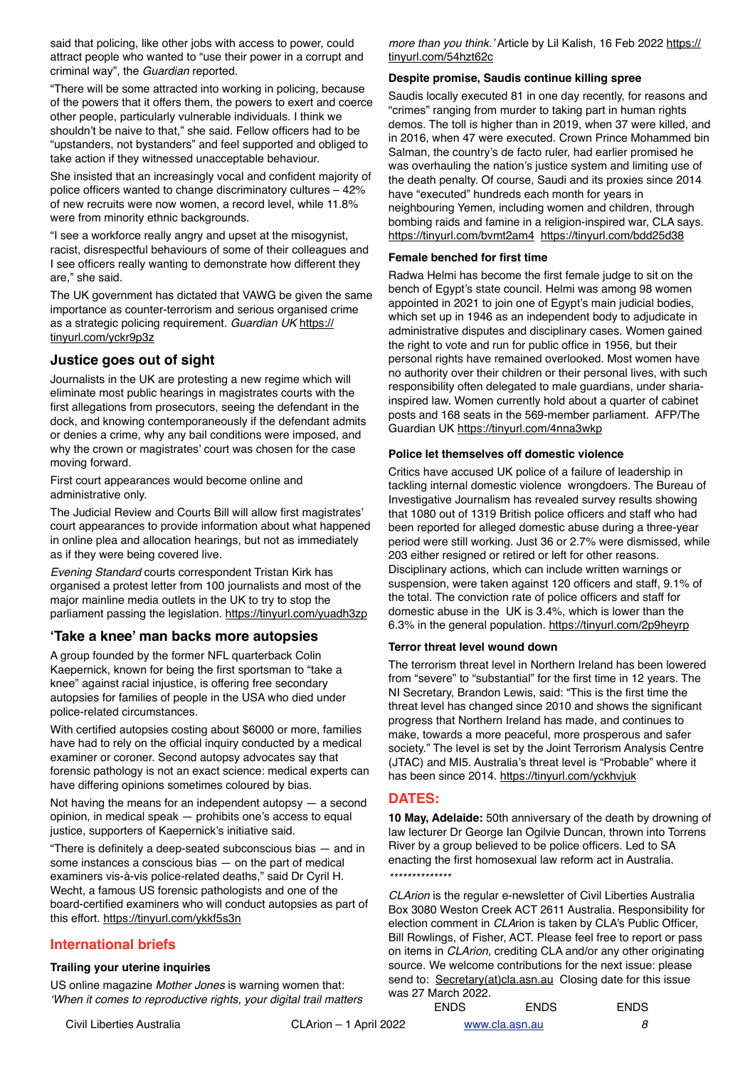said that policing, like other jobs with access to power, could attract people who wanted to "use their power in a corrupt and criminal way", the *Guardian* reported.

"There will be some attracted into working in policing, because of the powers that it offers them, the powers to exert and coerce other people, particularly vulnerable individuals. I think we shouldn't be naive to that," she said. Fellow officers had to be "upstanders, not bystanders" and feel supported and obliged to take action if they witnessed unacceptable behaviour.

She insisted that an increasingly vocal and confident majority of police officers wanted to change discriminatory cultures – 42% of new recruits were now women, a record level, while 11.8% were from minority ethnic backgrounds.

"I see a workforce really angry and upset at the misogynist, racist, disrespectful behaviours of some of their colleagues and I see officers really wanting to demonstrate how different they are," she said.

The UK government has dictated that VAWG be given the same importance as counter-terrorism and serious organised crime as a strategic policing requirement. *Guardian UK* https://tinyurl.com/yckr9p3z

## Justice goes out of sight

Journalists in the UK are protesting a new regime which will eliminate most public hearings in magistrates courts with the first allegations from prosecutors, seeing the defendant in the dock, and knowing contemporaneously if the defendant admits or denies a crime, why any bail conditions were imposed, and why the crown or magistrates' court was chosen for the case moving forward.

First court appearances would become online and administrative only.

The Judicial Review and Courts Bill will allow first magistrates' court appearances to provide information about what happened in online plea and allocation hearings, but not as immediately as if they were being covered live.

*Evening Standard* courts correspondent Tristan Kirk has organised a protest letter from 100 journalists and most of the major mainline media outlets in the UK to try to stop the parliament passing the legislation. https://tinyurl.com/yuadh3zp

## 'Take a knee' man backs more autopsies

A group founded by the former NFL quarterback Colin Kaepernick, known for being the first sportsman to "take a knee" against racial injustice, is offering free secondary autopsies for families of people in the USA who died under police-related circumstances.

With certified autopsies costing about $6000 or more, families have had to rely on the official inquiry conducted by a medical examiner or coroner. Second autopsy advocates say that forensic pathology is not an exact science: medical experts can have differing opinions sometimes coloured by bias.

Not having the means for an independent autopsy — a second opinion, in medical speak — prohibits one's access to equal justice, supporters of Kaepernick's initiative said.

"There is definitely a deep-seated subconscious bias — and in some instances a conscious bias — on the part of medical examiners vis-à-vis police-related deaths," said Dr Cyril H. Wecht, a famous US forensic pathologists and one of the board-certified examiners who will conduct autopsies as part of this effort. https://tinyurl.com/ykkf5s3n

## International briefs

### Trailing your uterine inquiries

US online magazine *Mother Jones* is warning women that: *'When it comes to reproductive rights, your digital trail matters more than you think.'* Article by Lil Kalish, 16 Feb 2022 https://tinyurl.com/54hzt62c

### Despite promise, Saudis continue killing spree

Saudis locally executed 81 in one day recently, for reasons and "crimes" ranging from murder to taking part in human rights demos. The toll is higher than in 2019, when 37 were killed, and in 2016, when 47 were executed. Crown Prince Mohammed bin Salman, the country's de facto ruler, had earlier promised he was overhauling the nation's justice system and limiting use of the death penalty. Of course, Saudi and its proxies since 2014 have "executed" hundreds each month for years in neighbouring Yemen, including women and children, through bombing raids and famine in a religion-inspired war, CLA says. https://tinyurl.com/bvmt2am4 https://tinyurl.com/bdd25d38

### Female benched for first time

Radwa Helmi has become the first female judge to sit on the bench of Egypt's state council. Helmi was among 98 women appointed in 2021 to join one of Egypt's main judicial bodies, which set up in 1946 as an independent body to adjudicate in administrative disputes and disciplinary cases. Women gained the right to vote and run for public office in 1956, but their personal rights have remained overlooked. Most women have no authority over their children or their personal lives, with such responsibility often delegated to male guardians, under sharia-inspired law. Women currently hold about a quarter of cabinet posts and 168 seats in the 569-member parliament. AFP/The Guardian UK https://tinyurl.com/4nna3wkp

### Police let themselves off domestic violence

Critics have accused UK police of a failure of leadership in tackling internal domestic violence wrongdoers. The Bureau of Investigative Journalism has revealed survey results showing that 1080 out of 1319 British police officers and staff who had been reported for alleged domestic abuse during a three-year period were still working. Just 36 or 2.7% were dismissed, while 203 either resigned or retired or left for other reasons. Disciplinary actions, which can include written warnings or suspension, were taken against 120 officers and staff, 9.1% of the total. The conviction rate of police officers and staff for domestic abuse in the UK is 3.4%, which is lower than the 6.3% in the general population. https://tinyurl.com/2p9heyrp

### Terror threat level wound down

The terrorism threat level in Northern Ireland has been lowered from "severe" to "substantial" for the first time in 12 years. The NI Secretary, Brandon Lewis, said: "This is the first time the threat level has changed since 2010 and shows the significant progress that Northern Ireland has made, and continues to make, towards a more peaceful, more prosperous and safer society." The level is set by the Joint Terrorism Analysis Centre (JTAC) and MI5. Australia's threat level is "Probable" where it has been since 2014. https://tinyurl.com/yckhvjuk

## DATES:

**10 May, Adelaide:** 50th anniversary of the death by drowning of law lecturer Dr George Ian Ogilvie Duncan, thrown into Torrens River by a group believed to be police officers. Led to SA enacting the first homosexual law reform act in Australia.

**************

*CLArion* is the regular e-newsletter of Civil Liberties Australia Box 3080 Weston Creek ACT 2611 Australia. Responsibility for election comment in *CLA*rion is taken by CLA's Public Officer, Bill Rowlings, of Fisher, ACT. Please feel free to report or pass on items in *CLArion,* crediting CLA and/or any other originating source. We welcome contributions for the next issue: please send to: Secretary(at)cla.asn.au Closing date for this issue was 27 March 2022.

ENDS ENDS ENDS